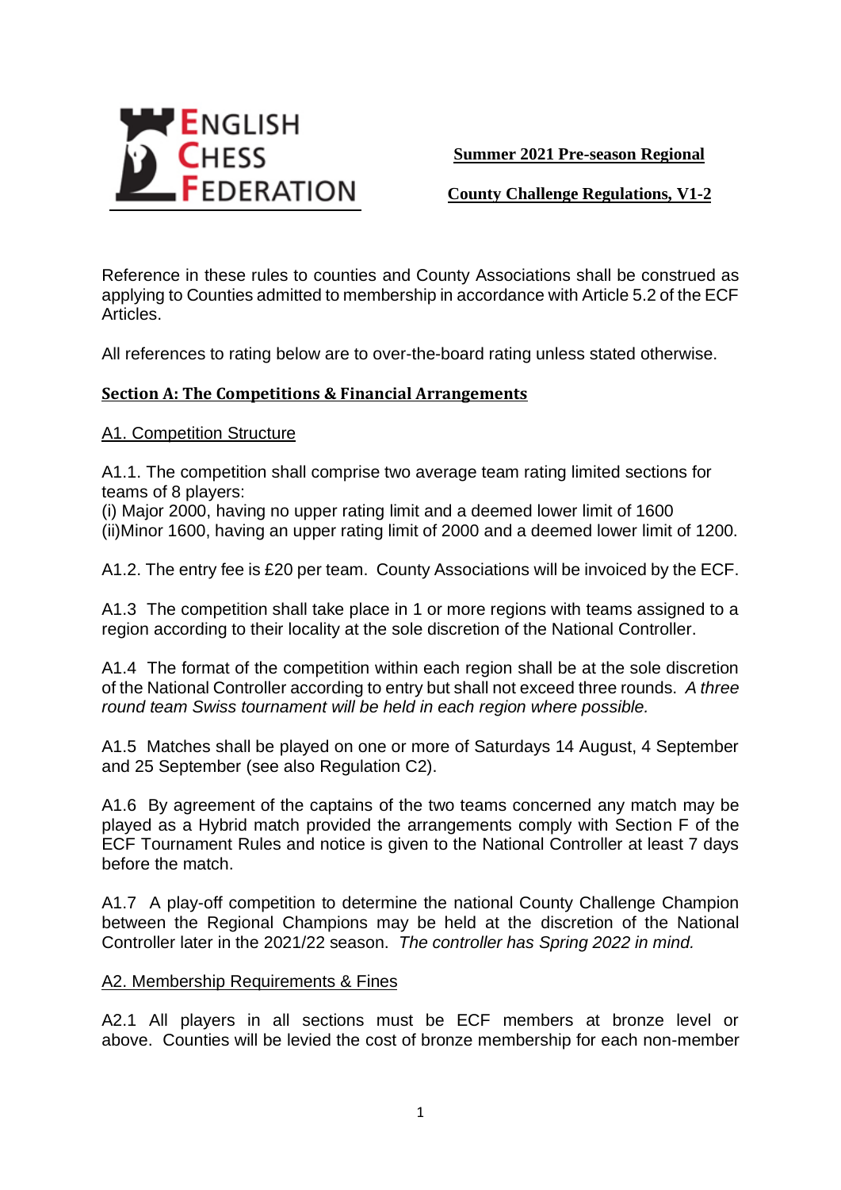**Summer 2021 Pre-season Regional**

**County Challenge Regulations, V1-2**

Reference in these rules to counties and County Associations shall be construed as applying to Counties admitted to membership in accordance with Article 5.2 of the ECF Articles.

All references to rating below are to over-the-board rating unless stated otherwise.

## Section A: The Competitions & Financial Arrangements

### A1. Competition Structure

A1.1. The competition shall comprise two average team rating limited sections for teams of 8 players:
(i) Major 2000, having no upper rating limit and a deemed lower limit of 1600
(ii)Minor 1600, having an upper rating limit of 2000 and a deemed lower limit of 1200.

A1.2. The entry fee is £20 per team. County Associations will be invoiced by the ECF.

A1.3 The competition shall take place in 1 or more regions with teams assigned to a region according to their locality at the sole discretion of the National Controller.

A1.4 The format of the competition within each region shall be at the sole discretion of the National Controller according to entry but shall not exceed three rounds. *A three round team Swiss tournament will be held in each region where possible.*

A1.5 Matches shall be played on one or more of Saturdays 14 August, 4 September and 25 September (see also Regulation C2).

A1.6 By agreement of the captains of the two teams concerned any match may be played as a Hybrid match provided the arrangements comply with Section F of the ECF Tournament Rules and notice is given to the National Controller at least 7 days before the match.

A1.7 A play-off competition to determine the national County Challenge Champion between the Regional Champions may be held at the discretion of the National Controller later in the 2021/22 season. *The controller has Spring 2022 in mind.*

### A2. Membership Requirements & Fines

A2.1 All players in all sections must be ECF members at bronze level or above. Counties will be levied the cost of bronze membership for each non-member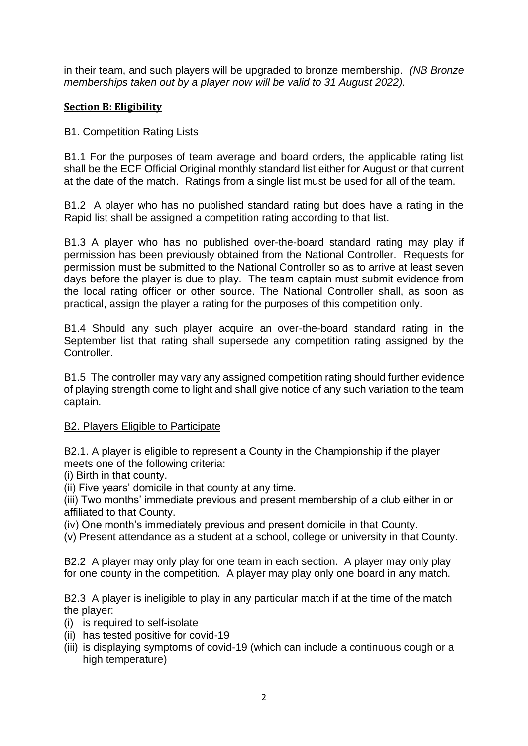in their team, and such players will be upgraded to bronze membership. *(NB Bronze memberships taken out by a player now will be valid to 31 August 2022).*

## Section B: Eligibility

### B1. Competition Rating Lists

B1.1 For the purposes of team average and board orders, the applicable rating list shall be the ECF Official Original monthly standard list either for August or that current at the date of the match. Ratings from a single list must be used for all of the team.

B1.2 A player who has no published standard rating but does have a rating in the Rapid list shall be assigned a competition rating according to that list.

B1.3 A player who has no published over-the-board standard rating may play if permission has been previously obtained from the National Controller. Requests for permission must be submitted to the National Controller so as to arrive at least seven days before the player is due to play. The team captain must submit evidence from the local rating officer or other source. The National Controller shall, as soon as practical, assign the player a rating for the purposes of this competition only.

B1.4 Should any such player acquire an over-the-board standard rating in the September list that rating shall supersede any competition rating assigned by the Controller.

B1.5 The controller may vary any assigned competition rating should further evidence of playing strength come to light and shall give notice of any such variation to the team captain.

### B2. Players Eligible to Participate

B2.1. A player is eligible to represent a County in the Championship if the player meets one of the following criteria:

(i) Birth in that county.

(ii) Five years' domicile in that county at any time.

(iii) Two months' immediate previous and present membership of a club either in or affiliated to that County.

(iv) One month's immediately previous and present domicile in that County.

(v) Present attendance as a student at a school, college or university in that County.

B2.2 A player may only play for one team in each section. A player may only play for one county in the competition. A player may play only one board in any match.

B2.3 A player is ineligible to play in any particular match if at the time of the match the player:

(i) is required to self-isolate
(ii) has tested positive for covid-19
(iii) is displaying symptoms of covid-19 (which can include a continuous cough or a high temperature)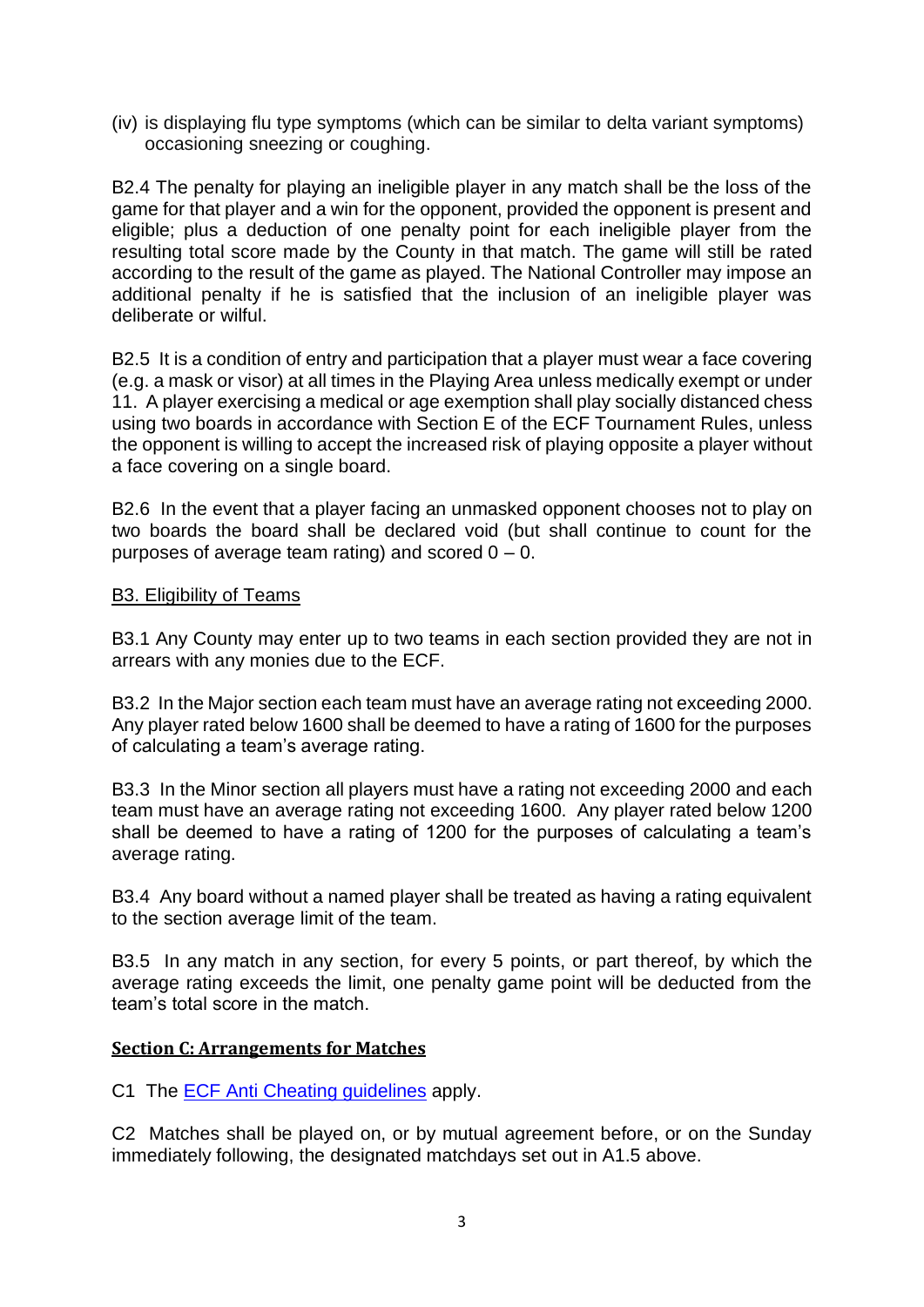(iv) is displaying flu type symptoms (which can be similar to delta variant symptoms) occasioning sneezing or coughing.

B2.4 The penalty for playing an ineligible player in any match shall be the loss of the game for that player and a win for the opponent, provided the opponent is present and eligible; plus a deduction of one penalty point for each ineligible player from the resulting total score made by the County in that match. The game will still be rated according to the result of the game as played. The National Controller may impose an additional penalty if he is satisfied that the inclusion of an ineligible player was deliberate or wilful.

B2.5 It is a condition of entry and participation that a player must wear a face covering (e.g. a mask or visor) at all times in the Playing Area unless medically exempt or under 11. A player exercising a medical or age exemption shall play socially distanced chess using two boards in accordance with Section E of the ECF Tournament Rules, unless the opponent is willing to accept the increased risk of playing opposite a player without a face covering on a single board.

B2.6 In the event that a player facing an unmasked opponent chooses not to play on two boards the board shall be declared void (but shall continue to count for the purposes of average team rating) and scored 0 – 0.

B3. Eligibility of Teams

B3.1 Any County may enter up to two teams in each section provided they are not in arrears with any monies due to the ECF.

B3.2 In the Major section each team must have an average rating not exceeding 2000. Any player rated below 1600 shall be deemed to have a rating of 1600 for the purposes of calculating a team's average rating.

B3.3 In the Minor section all players must have a rating not exceeding 2000 and each team must have an average rating not exceeding 1600. Any player rated below 1200 shall be deemed to have a rating of 1200 for the purposes of calculating a team's average rating.

B3.4 Any board without a named player shall be treated as having a rating equivalent to the section average limit of the team.

B3.5 In any match in any section, for every 5 points, or part thereof, by which the average rating exceeds the limit, one penalty game point will be deducted from the team's total score in the match.

## Section C: Arrangements for Matches

C1 The ECF Anti Cheating guidelines apply.

C2 Matches shall be played on, or by mutual agreement before, or on the Sunday immediately following, the designated matchdays set out in A1.5 above.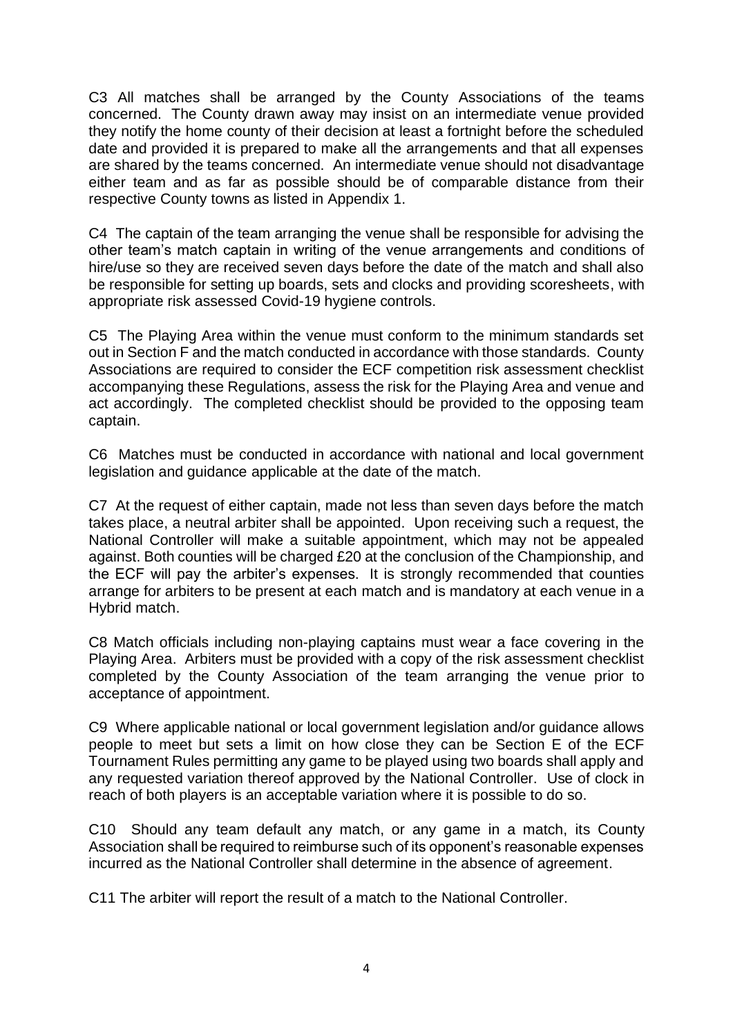C3 All matches shall be arranged by the County Associations of the teams concerned. The County drawn away may insist on an intermediate venue provided they notify the home county of their decision at least a fortnight before the scheduled date and provided it is prepared to make all the arrangements and that all expenses are shared by the teams concerned. An intermediate venue should not disadvantage either team and as far as possible should be of comparable distance from their respective County towns as listed in Appendix 1.

C4 The captain of the team arranging the venue shall be responsible for advising the other team's match captain in writing of the venue arrangements and conditions of hire/use so they are received seven days before the date of the match and shall also be responsible for setting up boards, sets and clocks and providing scoresheets, with appropriate risk assessed Covid-19 hygiene controls.

C5 The Playing Area within the venue must conform to the minimum standards set out in Section F and the match conducted in accordance with those standards. County Associations are required to consider the ECF competition risk assessment checklist accompanying these Regulations, assess the risk for the Playing Area and venue and act accordingly. The completed checklist should be provided to the opposing team captain.

C6 Matches must be conducted in accordance with national and local government legislation and guidance applicable at the date of the match.

C7 At the request of either captain, made not less than seven days before the match takes place, a neutral arbiter shall be appointed. Upon receiving such a request, the National Controller will make a suitable appointment, which may not be appealed against. Both counties will be charged £20 at the conclusion of the Championship, and the ECF will pay the arbiter's expenses. It is strongly recommended that counties arrange for arbiters to be present at each match and is mandatory at each venue in a Hybrid match.

C8 Match officials including non-playing captains must wear a face covering in the Playing Area. Arbiters must be provided with a copy of the risk assessment checklist completed by the County Association of the team arranging the venue prior to acceptance of appointment.

C9 Where applicable national or local government legislation and/or guidance allows people to meet but sets a limit on how close they can be Section E of the ECF Tournament Rules permitting any game to be played using two boards shall apply and any requested variation thereof approved by the National Controller. Use of clock in reach of both players is an acceptable variation where it is possible to do so.

C10 Should any team default any match, or any game in a match, its County Association shall be required to reimburse such of its opponent's reasonable expenses incurred as the National Controller shall determine in the absence of agreement.

C11 The arbiter will report the result of a match to the National Controller.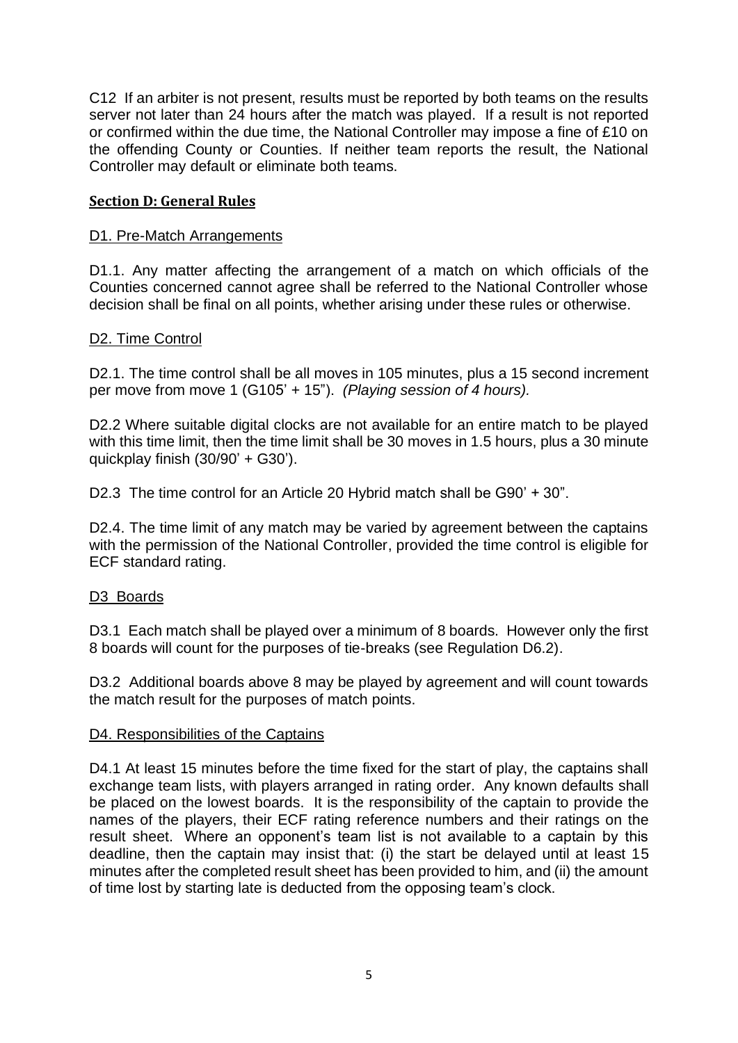C12 If an arbiter is not present, results must be reported by both teams on the results server not later than 24 hours after the match was played. If a result is not reported or confirmed within the due time, the National Controller may impose a fine of £10 on the offending County or Counties. If neither team reports the result, the National Controller may default or eliminate both teams.

## Section D: General Rules

### D1. Pre-Match Arrangements

D1.1. Any matter affecting the arrangement of a match on which officials of the Counties concerned cannot agree shall be referred to the National Controller whose decision shall be final on all points, whether arising under these rules or otherwise.

### D2. Time Control

D2.1. The time control shall be all moves in 105 minutes, plus a 15 second increment per move from move 1 (G105' + 15"). *(Playing session of 4 hours).*

D2.2 Where suitable digital clocks are not available for an entire match to be played with this time limit, then the time limit shall be 30 moves in 1.5 hours, plus a 30 minute quickplay finish (30/90' + G30').

D2.3 The time control for an Article 20 Hybrid match shall be G90' + 30".

D2.4. The time limit of any match may be varied by agreement between the captains with the permission of the National Controller, provided the time control is eligible for ECF standard rating.

### D3 Boards

D3.1 Each match shall be played over a minimum of 8 boards. However only the first 8 boards will count for the purposes of tie-breaks (see Regulation D6.2).

D3.2 Additional boards above 8 may be played by agreement and will count towards the match result for the purposes of match points.

### D4. Responsibilities of the Captains

D4.1 At least 15 minutes before the time fixed for the start of play, the captains shall exchange team lists, with players arranged in rating order. Any known defaults shall be placed on the lowest boards. It is the responsibility of the captain to provide the names of the players, their ECF rating reference numbers and their ratings on the result sheet. Where an opponent's team list is not available to a captain by this deadline, then the captain may insist that: (i) the start be delayed until at least 15 minutes after the completed result sheet has been provided to him, and (ii) the amount of time lost by starting late is deducted from the opposing team's clock.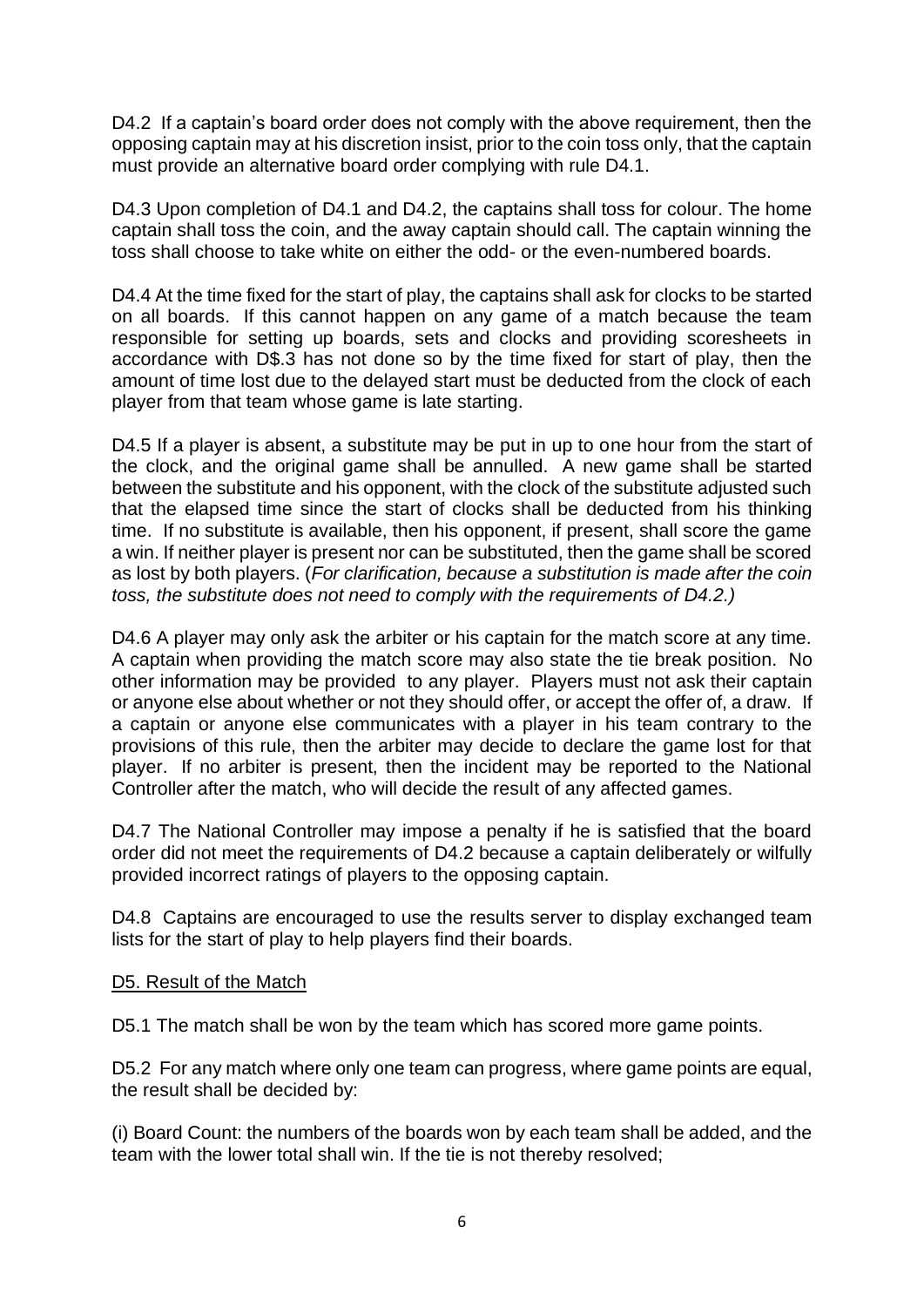D4.2 If a captain's board order does not comply with the above requirement, then the opposing captain may at his discretion insist, prior to the coin toss only, that the captain must provide an alternative board order complying with rule D4.1.

D4.3 Upon completion of D4.1 and D4.2, the captains shall toss for colour. The home captain shall toss the coin, and the away captain should call. The captain winning the toss shall choose to take white on either the odd- or the even-numbered boards.

D4.4 At the time fixed for the start of play, the captains shall ask for clocks to be started on all boards. If this cannot happen on any game of a match because the team responsible for setting up boards, sets and clocks and providing scoresheets in accordance with D$.3 has not done so by the time fixed for start of play, then the amount of time lost due to the delayed start must be deducted from the clock of each player from that team whose game is late starting.

D4.5 If a player is absent, a substitute may be put in up to one hour from the start of the clock, and the original game shall be annulled. A new game shall be started between the substitute and his opponent, with the clock of the substitute adjusted such that the elapsed time since the start of clocks shall be deducted from his thinking time. If no substitute is available, then his opponent, if present, shall score the game a win. If neither player is present nor can be substituted, then the game shall be scored as lost by both players. (*For clarification, because a substitution is made after the coin toss, the substitute does not need to comply with the requirements of D4.2.)*

D4.6 A player may only ask the arbiter or his captain for the match score at any time. A captain when providing the match score may also state the tie break position. No other information may be provided to any player. Players must not ask their captain or anyone else about whether or not they should offer, or accept the offer of, a draw. If a captain or anyone else communicates with a player in his team contrary to the provisions of this rule, then the arbiter may decide to declare the game lost for that player. If no arbiter is present, then the incident may be reported to the National Controller after the match, who will decide the result of any affected games.

D4.7 The National Controller may impose a penalty if he is satisfied that the board order did not meet the requirements of D4.2 because a captain deliberately or wilfully provided incorrect ratings of players to the opposing captain.

D4.8 Captains are encouraged to use the results server to display exchanged team lists for the start of play to help players find their boards.

## D5. Result of the Match

D5.1 The match shall be won by the team which has scored more game points.

D5.2 For any match where only one team can progress, where game points are equal, the result shall be decided by:

(i) Board Count: the numbers of the boards won by each team shall be added, and the team with the lower total shall win. If the tie is not thereby resolved;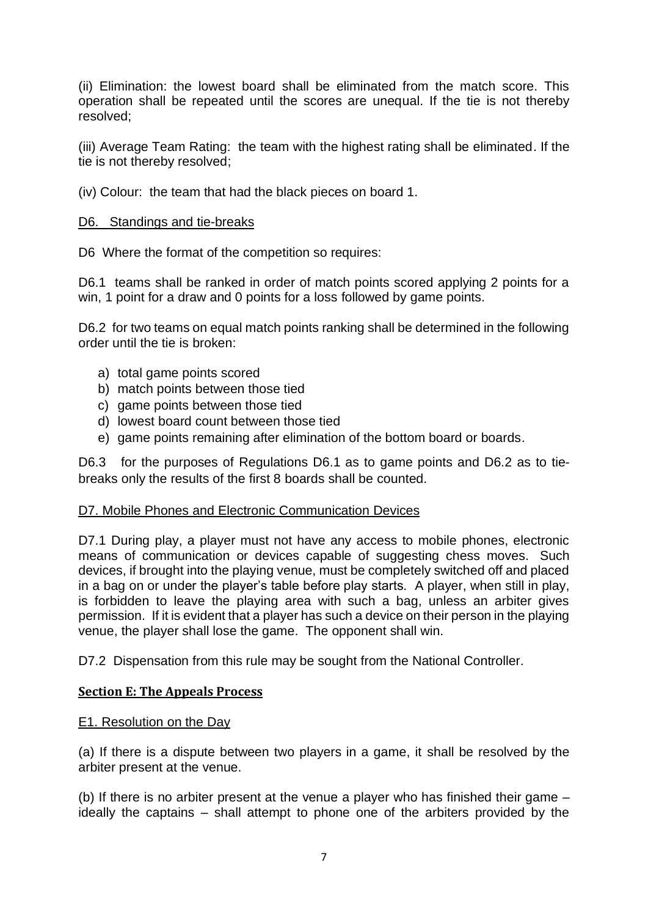(ii) Elimination: the lowest board shall be eliminated from the match score. This operation shall be repeated until the scores are unequal. If the tie is not thereby resolved;

(iii) Average Team Rating: the team with the highest rating shall be eliminated. If the tie is not thereby resolved;

(iv) Colour: the team that had the black pieces on board 1.

<u>D6. Standings and tie-breaks</u>

D6 Where the format of the competition so requires:

D6.1 teams shall be ranked in order of match points scored applying 2 points for a win, 1 point for a draw and 0 points for a loss followed by game points.

D6.2 for two teams on equal match points ranking shall be determined in the following order until the tie is broken:

a) total game points scored
b) match points between those tied
c) game points between those tied
d) lowest board count between those tied
e) game points remaining after elimination of the bottom board or boards.

D6.3 for the purposes of Regulations D6.1 as to game points and D6.2 as to tie-breaks only the results of the first 8 boards shall be counted.

<u>D7. Mobile Phones and Electronic Communication Devices</u>

D7.1 During play, a player must not have any access to mobile phones, electronic means of communication or devices capable of suggesting chess moves. Such devices, if brought into the playing venue, must be completely switched off and placed in a bag on or under the player's table before play starts. A player, when still in play, is forbidden to leave the playing area with such a bag, unless an arbiter gives permission. If it is evident that a player has such a device on their person in the playing venue, the player shall lose the game. The opponent shall win.

D7.2 Dispensation from this rule may be sought from the National Controller.

## Section E: The Appeals Process

<u>E1. Resolution on the Day</u>

(a) If there is a dispute between two players in a game, it shall be resolved by the arbiter present at the venue.

(b) If there is no arbiter present at the venue a player who has finished their game – ideally the captains – shall attempt to phone one of the arbiters provided by the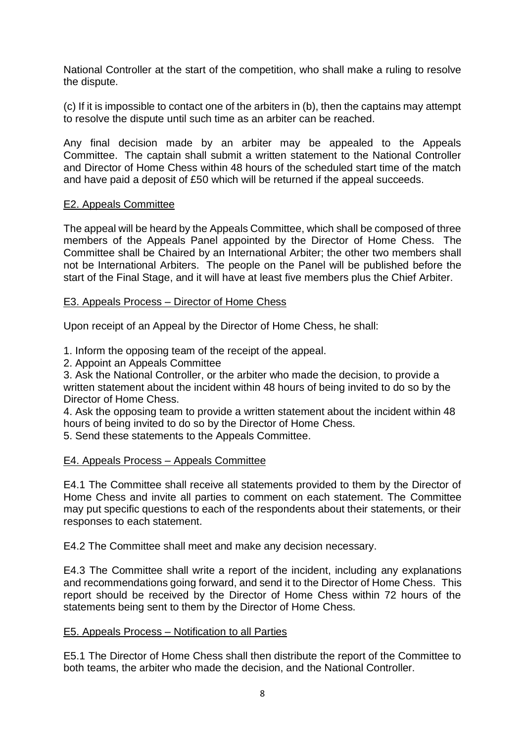National Controller at the start of the competition, who shall make a ruling to resolve the dispute.

(c) If it is impossible to contact one of the arbiters in (b), then the captains may attempt to resolve the dispute until such time as an arbiter can be reached.

Any final decision made by an arbiter may be appealed to the Appeals Committee. The captain shall submit a written statement to the National Controller and Director of Home Chess within 48 hours of the scheduled start time of the match and have paid a deposit of £50 which will be returned if the appeal succeeds.

### E2. Appeals Committee

The appeal will be heard by the Appeals Committee, which shall be composed of three members of the Appeals Panel appointed by the Director of Home Chess. The Committee shall be Chaired by an International Arbiter; the other two members shall not be International Arbiters. The people on the Panel will be published before the start of the Final Stage, and it will have at least five members plus the Chief Arbiter.

### E3. Appeals Process – Director of Home Chess

Upon receipt of an Appeal by the Director of Home Chess, he shall:

1. Inform the opposing team of the receipt of the appeal.
2. Appoint an Appeals Committee
3. Ask the National Controller, or the arbiter who made the decision, to provide a written statement about the incident within 48 hours of being invited to do so by the Director of Home Chess.
4. Ask the opposing team to provide a written statement about the incident within 48 hours of being invited to do so by the Director of Home Chess.
5. Send these statements to the Appeals Committee.

### E4. Appeals Process – Appeals Committee

E4.1 The Committee shall receive all statements provided to them by the Director of Home Chess and invite all parties to comment on each statement. The Committee may put specific questions to each of the respondents about their statements, or their responses to each statement.

E4.2 The Committee shall meet and make any decision necessary.

E4.3 The Committee shall write a report of the incident, including any explanations and recommendations going forward, and send it to the Director of Home Chess. This report should be received by the Director of Home Chess within 72 hours of the statements being sent to them by the Director of Home Chess.

### E5. Appeals Process – Notification to all Parties

E5.1 The Director of Home Chess shall then distribute the report of the Committee to both teams, the arbiter who made the decision, and the National Controller.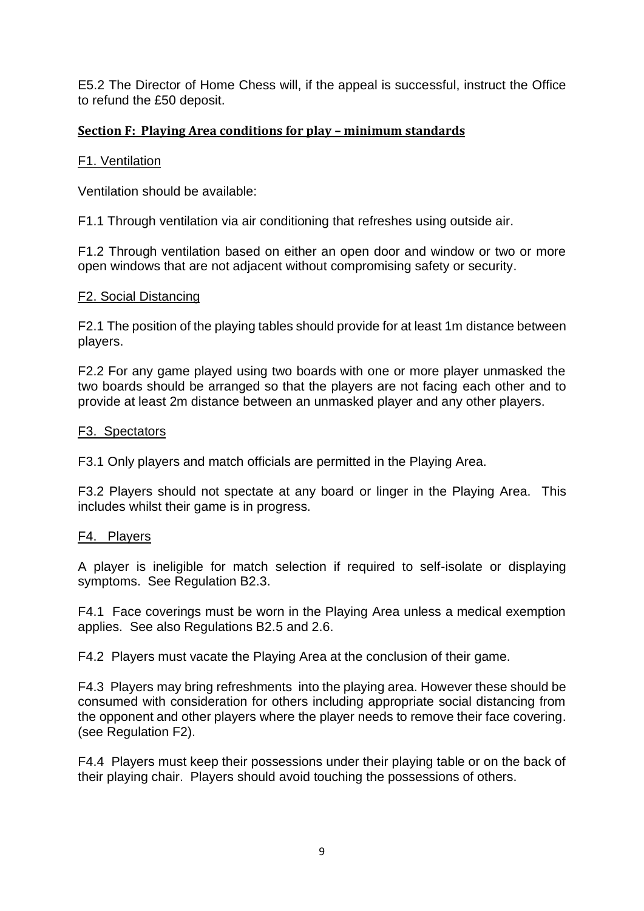E5.2 The Director of Home Chess will, if the appeal is successful, instruct the Office to refund the £50 deposit.

## Section F: Playing Area conditions for play – minimum standards

### F1. Ventilation

Ventilation should be available:

F1.1 Through ventilation via air conditioning that refreshes using outside air.

F1.2 Through ventilation based on either an open door and window or two or more open windows that are not adjacent without compromising safety or security.

### F2. Social Distancing

F2.1 The position of the playing tables should provide for at least 1m distance between players.

F2.2 For any game played using two boards with one or more player unmasked the two boards should be arranged so that the players are not facing each other and to provide at least 2m distance between an unmasked player and any other players.

### F3. Spectators

F3.1 Only players and match officials are permitted in the Playing Area.

F3.2 Players should not spectate at any board or linger in the Playing Area. This includes whilst their game is in progress.

### F4. Players

A player is ineligible for match selection if required to self-isolate or displaying symptoms. See Regulation B2.3.

F4.1 Face coverings must be worn in the Playing Area unless a medical exemption applies. See also Regulations B2.5 and 2.6.

F4.2 Players must vacate the Playing Area at the conclusion of their game.

F4.3 Players may bring refreshments into the playing area. However these should be consumed with consideration for others including appropriate social distancing from the opponent and other players where the player needs to remove their face covering. (see Regulation F2).

F4.4 Players must keep their possessions under their playing table or on the back of their playing chair. Players should avoid touching the possessions of others.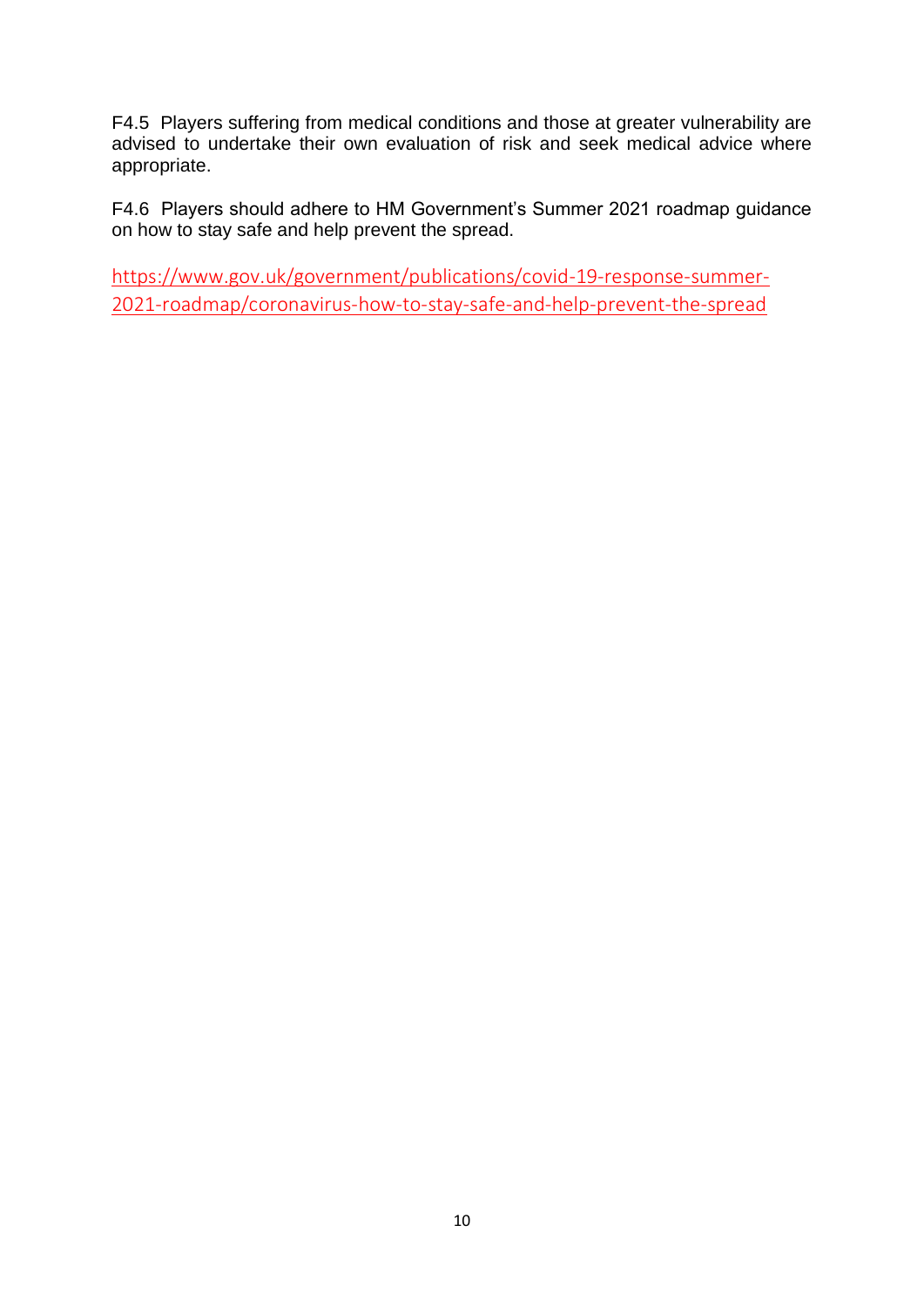F4.5 Players suffering from medical conditions and those at greater vulnerability are advised to undertake their own evaluation of risk and seek medical advice where appropriate.

F4.6 Players should adhere to HM Government's Summer 2021 roadmap guidance on how to stay safe and help prevent the spread.

https://www.gov.uk/government/publications/covid-19-response-summer-2021-roadmap/coronavirus-how-to-stay-safe-and-help-prevent-the-spread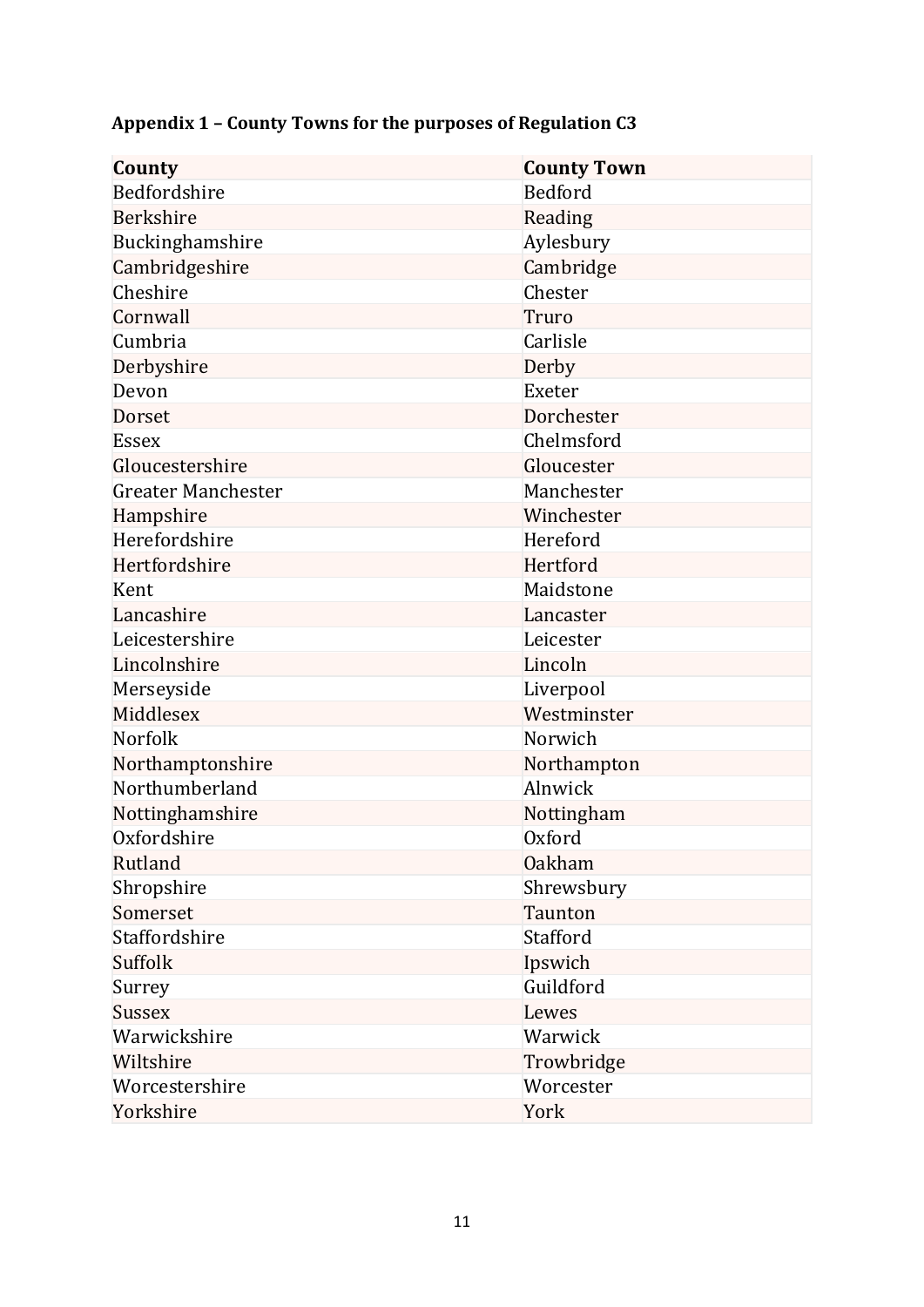**Appendix 1 – County Towns for the purposes of Regulation C3**

| County | County Town |
|---|---|
| Bedfordshire | Bedford |
| Berkshire | Reading |
| Buckinghamshire | Aylesbury |
| Cambridgeshire | Cambridge |
| Cheshire | Chester |
| Cornwall | Truro |
| Cumbria | Carlisle |
| Derbyshire | Derby |
| Devon | Exeter |
| Dorset | Dorchester |
| Essex | Chelmsford |
| Gloucestershire | Gloucester |
| Greater Manchester | Manchester |
| Hampshire | Winchester |
| Herefordshire | Hereford |
| Hertfordshire | Hertford |
| Kent | Maidstone |
| Lancashire | Lancaster |
| Leicestershire | Leicester |
| Lincolnshire | Lincoln |
| Merseyside | Liverpool |
| Middlesex | Westminster |
| Norfolk | Norwich |
| Northamptonshire | Northampton |
| Northumberland | Alnwick |
| Nottinghamshire | Nottingham |
| Oxfordshire | Oxford |
| Rutland | Oakham |
| Shropshire | Shrewsbury |
| Somerset | Taunton |
| Staffordshire | Stafford |
| Suffolk | Ipswich |
| Surrey | Guildford |
| Sussex | Lewes |
| Warwickshire | Warwick |
| Wiltshire | Trowbridge |
| Worcestershire | Worcester |
| Yorkshire | York |